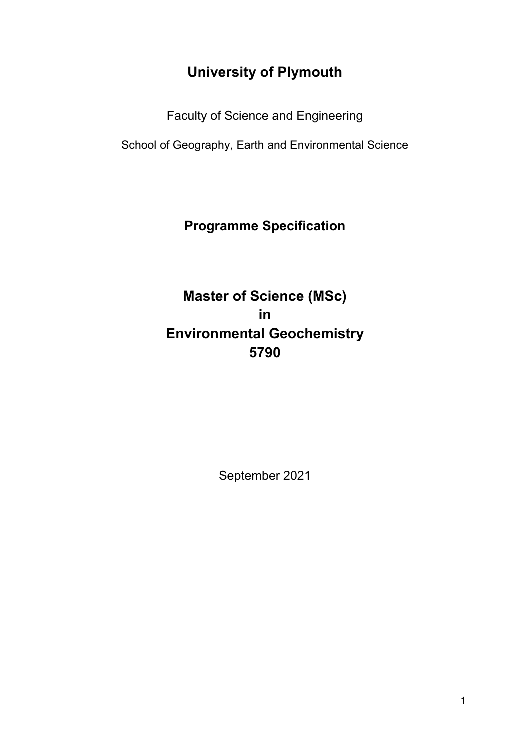# University of Plymouth

Faculty of Science and Engineering

School of Geography, Earth and Environmental Science

## Programme Specification

# Master of Science (MSc) in Environmental Geochemistry 5790

September 2021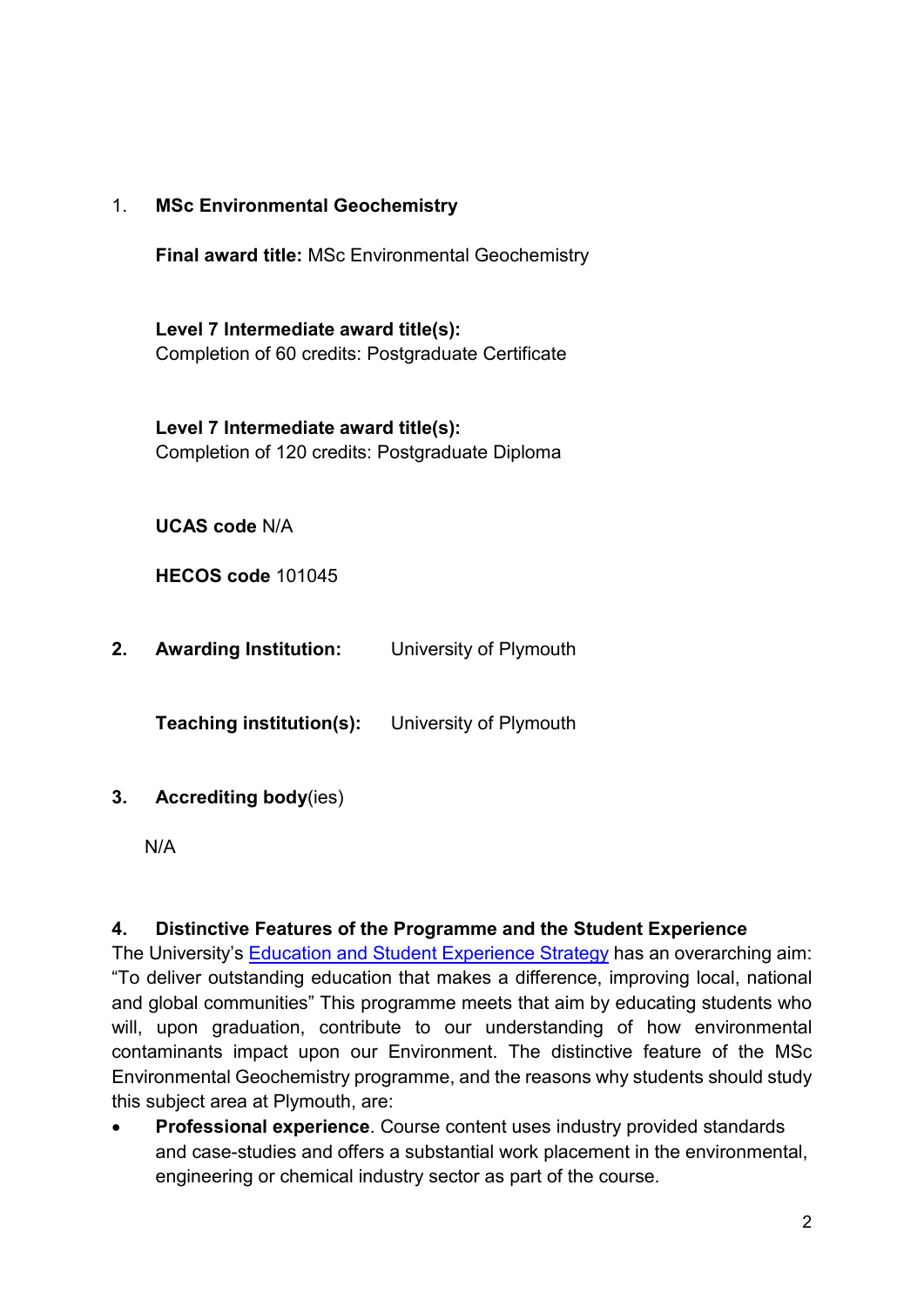1. **MSc Environmental Geochemistry**

   **Final award title:** MSc Environmental Geochemistry

   **Level 7 Intermediate award title(s):**
   Completion of 60 credits: Postgraduate Certificate

   **Level 7 Intermediate award title(s):**
   Completion of 120 credits: Postgraduate Diploma

   **UCAS code** N/A

   **HECOS code** 101045

2. **Awarding Institution:** University of Plymouth

   **Teaching institution(s):** University of Plymouth

3. **Accrediting body**(ies)

   N/A

**4. Distinctive Features of the Programme and the Student Experience**

The University's Education and Student Experience Strategy has an overarching aim: "To deliver outstanding education that makes a difference, improving local, national and global communities" This programme meets that aim by educating students who will, upon graduation, contribute to our understanding of how environmental contaminants impact upon our Environment. The distinctive feature of the MSc Environmental Geochemistry programme, and the reasons why students should study this subject area at Plymouth, are:

- **Professional experience**. Course content uses industry provided standards and case-studies and offers a substantial work placement in the environmental, engineering or chemical industry sector as part of the course.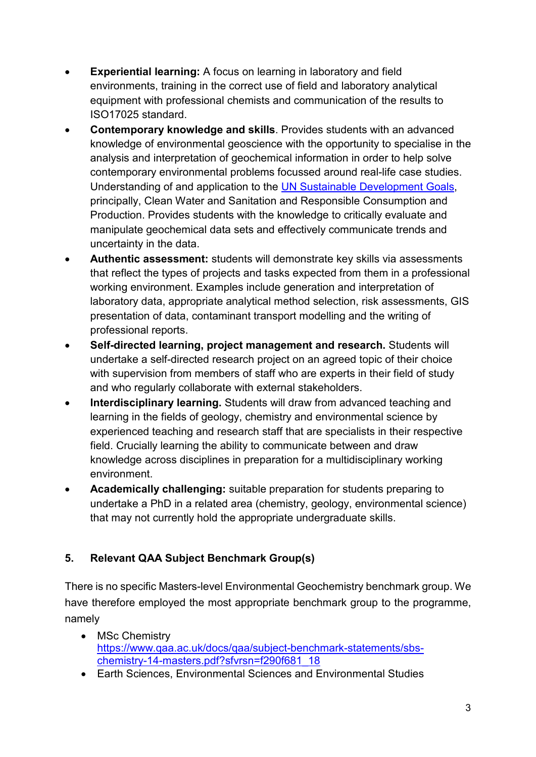- **Experiential learning:** A focus on learning in laboratory and field environments, training in the correct use of field and laboratory analytical equipment with professional chemists and communication of the results to ISO17025 standard.
- **Contemporary knowledge and skills**. Provides students with an advanced knowledge of environmental geoscience with the opportunity to specialise in the analysis and interpretation of geochemical information in order to help solve contemporary environmental problems focussed around real-life case studies. Understanding of and application to the [UN Sustainable Development Goals](), principally, Clean Water and Sanitation and Responsible Consumption and Production. Provides students with the knowledge to critically evaluate and manipulate geochemical data sets and effectively communicate trends and uncertainty in the data.
- **Authentic assessment:** students will demonstrate key skills via assessments that reflect the types of projects and tasks expected from them in a professional working environment. Examples include generation and interpretation of laboratory data, appropriate analytical method selection, risk assessments, GIS presentation of data, contaminant transport modelling and the writing of professional reports.
- **Self-directed learning, project management and research.** Students will undertake a self-directed research project on an agreed topic of their choice with supervision from members of staff who are experts in their field of study and who regularly collaborate with external stakeholders.
- **Interdisciplinary learning.** Students will draw from advanced teaching and learning in the fields of geology, chemistry and environmental science by experienced teaching and research staff that are specialists in their respective field. Crucially learning the ability to communicate between and draw knowledge across disciplines in preparation for a multidisciplinary working environment.
- **Academically challenging:** suitable preparation for students preparing to undertake a PhD in a related area (chemistry, geology, environmental science) that may not currently hold the appropriate undergraduate skills.

## 5. Relevant QAA Subject Benchmark Group(s)

There is no specific Masters-level Environmental Geochemistry benchmark group. We have therefore employed the most appropriate benchmark group to the programme, namely

- MSc Chemistry
  https://www.qaa.ac.uk/docs/qaa/subject-benchmark-statements/sbs-chemistry-14-masters.pdf?sfvrsn=f290f681_18
- Earth Sciences, Environmental Sciences and Environmental Studies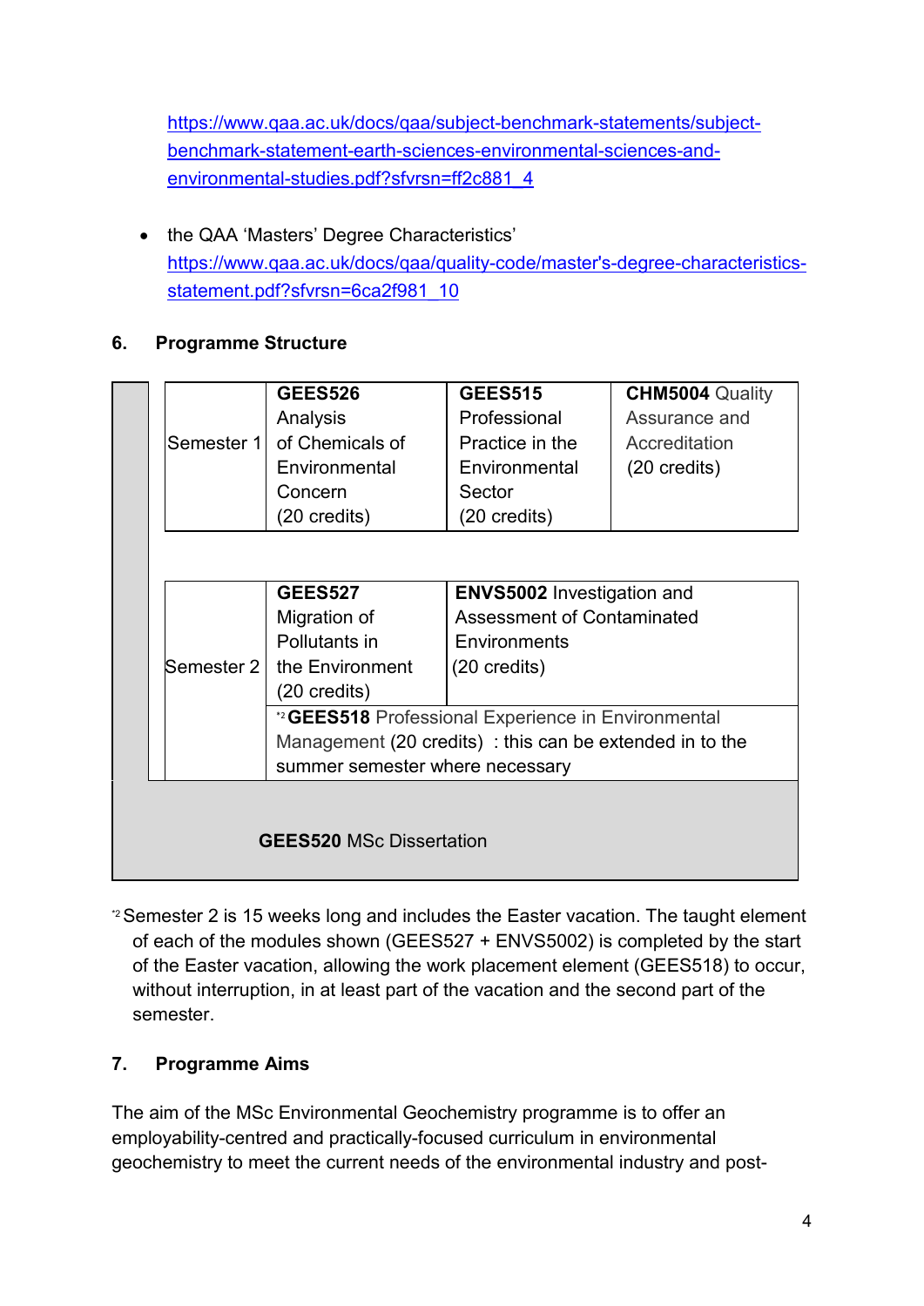https://www.qaa.ac.uk/docs/qaa/subject-benchmark-statements/subject-benchmark-statement-earth-sciences-environmental-sciences-and-environmental-studies.pdf?sfvrsn=ff2c881_4

- the QAA 'Masters' Degree Characteristics' https://www.qaa.ac.uk/docs/qaa/quality-code/master's-degree-characteristics-statement.pdf?sfvrsn=6ca2f981_10

## 6. Programme Structure

| | | | |
|---|---|---|---|
| Semester 1 | **GEES526** Analysis of Chemicals of Environmental Concern (20 credits) | **GEES515** Professional Practice in the Environmental Sector (20 credits) | **CHM5004** Quality Assurance and Accreditation (20 credits) |
| Semester 2 | **GEES527** Migration of Pollutants in the Environment (20 credits) | **ENVS5002** Investigation and Assessment of Contaminated Environments (20 credits) | |
| | [*2] **GEES518** Professional Experience in Environmental Management (20 credits) : this can be extended in to the summer semester where necessary | | |
| **GEES520** MSc Dissertation | | | |

[*2] Semester 2 is 15 weeks long and includes the Easter vacation. The taught element of each of the modules shown (GEES527 + ENVS5002) is completed by the start of the Easter vacation, allowing the work placement element (GEES518) to occur, without interruption, in at least part of the vacation and the second part of the semester.

## 7. Programme Aims

The aim of the MSc Environmental Geochemistry programme is to offer an employability-centred and practically-focused curriculum in environmental geochemistry to meet the current needs of the environmental industry and post-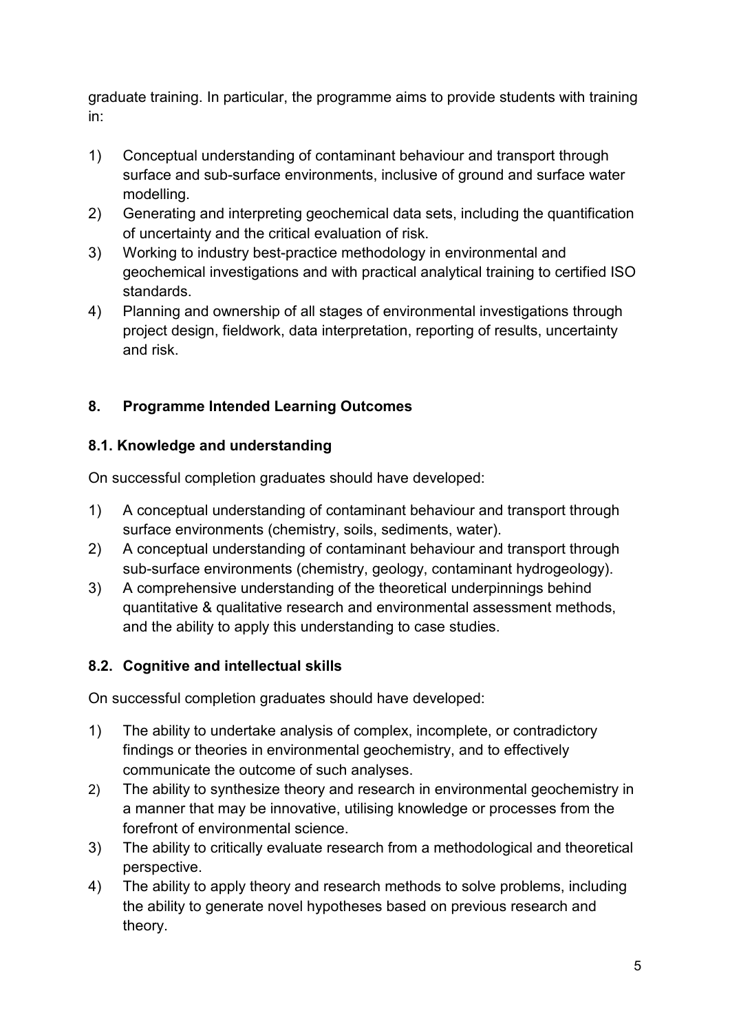graduate training. In particular, the programme aims to provide students with training in:

1) Conceptual understanding of contaminant behaviour and transport through surface and sub-surface environments, inclusive of ground and surface water modelling.
2) Generating and interpreting geochemical data sets, including the quantification of uncertainty and the critical evaluation of risk.
3) Working to industry best-practice methodology in environmental and geochemical investigations and with practical analytical training to certified ISO standards.
4) Planning and ownership of all stages of environmental investigations through project design, fieldwork, data interpretation, reporting of results, uncertainty and risk.

## 8. Programme Intended Learning Outcomes

### 8.1. Knowledge and understanding

On successful completion graduates should have developed:

1) A conceptual understanding of contaminant behaviour and transport through surface environments (chemistry, soils, sediments, water).
2) A conceptual understanding of contaminant behaviour and transport through sub-surface environments (chemistry, geology, contaminant hydrogeology).
3) A comprehensive understanding of the theoretical underpinnings behind quantitative & qualitative research and environmental assessment methods, and the ability to apply this understanding to case studies.

### 8.2. Cognitive and intellectual skills

On successful completion graduates should have developed:

1) The ability to undertake analysis of complex, incomplete, or contradictory findings or theories in environmental geochemistry, and to effectively communicate the outcome of such analyses.
2) The ability to synthesize theory and research in environmental geochemistry in a manner that may be innovative, utilising knowledge or processes from the forefront of environmental science.
3) The ability to critically evaluate research from a methodological and theoretical perspective.
4) The ability to apply theory and research methods to solve problems, including the ability to generate novel hypotheses based on previous research and theory.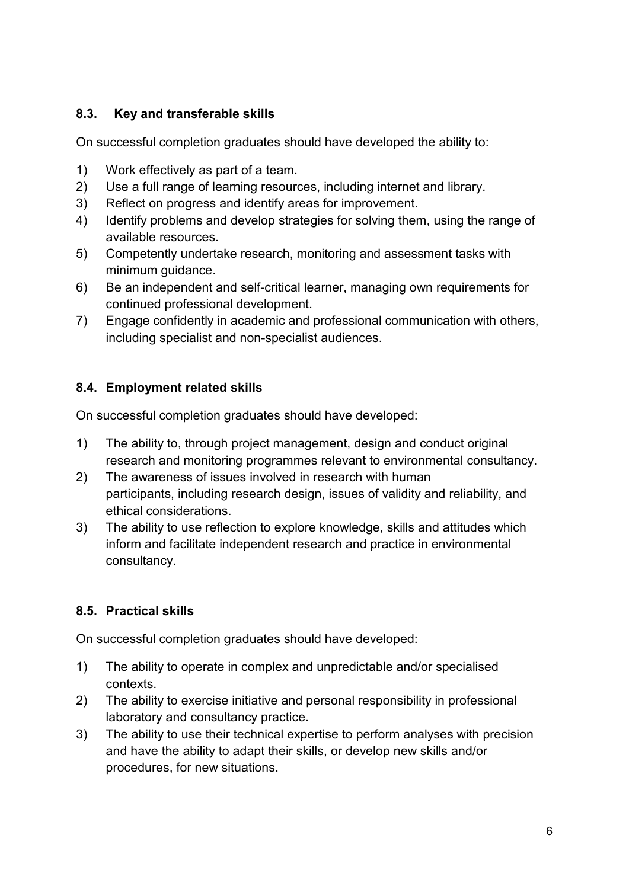### 8.3. Key and transferable skills

On successful completion graduates should have developed the ability to:

1) Work effectively as part of a team.
2) Use a full range of learning resources, including internet and library.
3) Reflect on progress and identify areas for improvement.
4) Identify problems and develop strategies for solving them, using the range of available resources.
5) Competently undertake research, monitoring and assessment tasks with minimum guidance.
6) Be an independent and self-critical learner, managing own requirements for continued professional development.
7) Engage confidently in academic and professional communication with others, including specialist and non-specialist audiences.

### 8.4. Employment related skills

On successful completion graduates should have developed:

1) The ability to, through project management, design and conduct original research and monitoring programmes relevant to environmental consultancy.
2) The awareness of issues involved in research with human participants, including research design, issues of validity and reliability, and ethical considerations.
3) The ability to use reflection to explore knowledge, skills and attitudes which inform and facilitate independent research and practice in environmental consultancy.

### 8.5. Practical skills

On successful completion graduates should have developed:

1) The ability to operate in complex and unpredictable and/or specialised contexts.
2) The ability to exercise initiative and personal responsibility in professional laboratory and consultancy practice.
3) The ability to use their technical expertise to perform analyses with precision and have the ability to adapt their skills, or develop new skills and/or procedures, for new situations.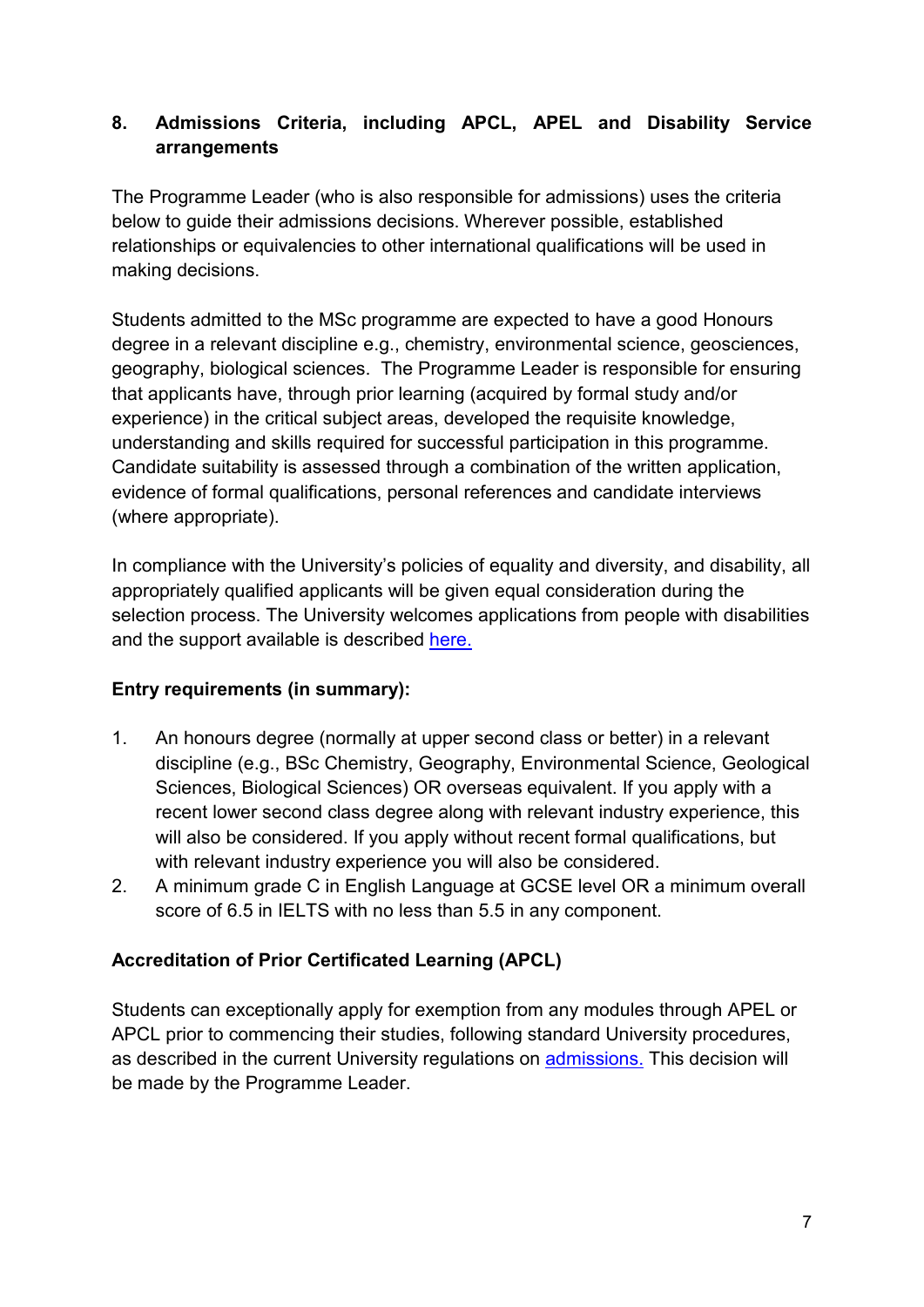## 8. Admissions Criteria, including APCL, APEL and Disability Service arrangements

The Programme Leader (who is also responsible for admissions) uses the criteria below to guide their admissions decisions. Wherever possible, established relationships or equivalencies to other international qualifications will be used in making decisions.

Students admitted to the MSc programme are expected to have a good Honours degree in a relevant discipline e.g., chemistry, environmental science, geosciences, geography, biological sciences. The Programme Leader is responsible for ensuring that applicants have, through prior learning (acquired by formal study and/or experience) in the critical subject areas, developed the requisite knowledge, understanding and skills required for successful participation in this programme. Candidate suitability is assessed through a combination of the written application, evidence of formal qualifications, personal references and candidate interviews (where appropriate).

In compliance with the University's policies of equality and diversity, and disability, all appropriately qualified applicants will be given equal consideration during the selection process. The University welcomes applications from people with disabilities and the support available is described [here.]

### Entry requirements (in summary):

1. An honours degree (normally at upper second class or better) in a relevant discipline (e.g., BSc Chemistry, Geography, Environmental Science, Geological Sciences, Biological Sciences) OR overseas equivalent. If you apply with a recent lower second class degree along with relevant industry experience, this will also be considered. If you apply without recent formal qualifications, but with relevant industry experience you will also be considered.
2. A minimum grade C in English Language at GCSE level OR a minimum overall score of 6.5 in IELTS with no less than 5.5 in any component.

### Accreditation of Prior Certificated Learning (APCL)

Students can exceptionally apply for exemption from any modules through APEL or APCL prior to commencing their studies, following standard University procedures, as described in the current University regulations on [admissions.] This decision will be made by the Programme Leader.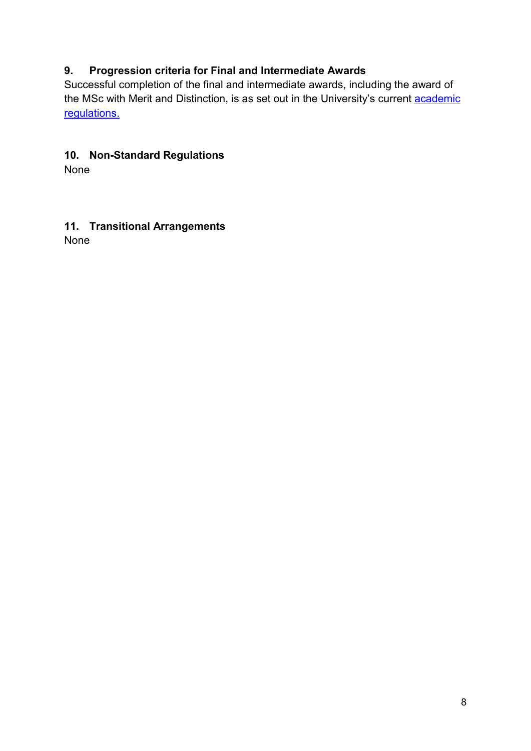## 9. Progression criteria for Final and Intermediate Awards

Successful completion of the final and intermediate awards, including the award of the MSc with Merit and Distinction, is as set out in the University's current academic regulations.

## 10. Non-Standard Regulations

None

## 11. Transitional Arrangements

None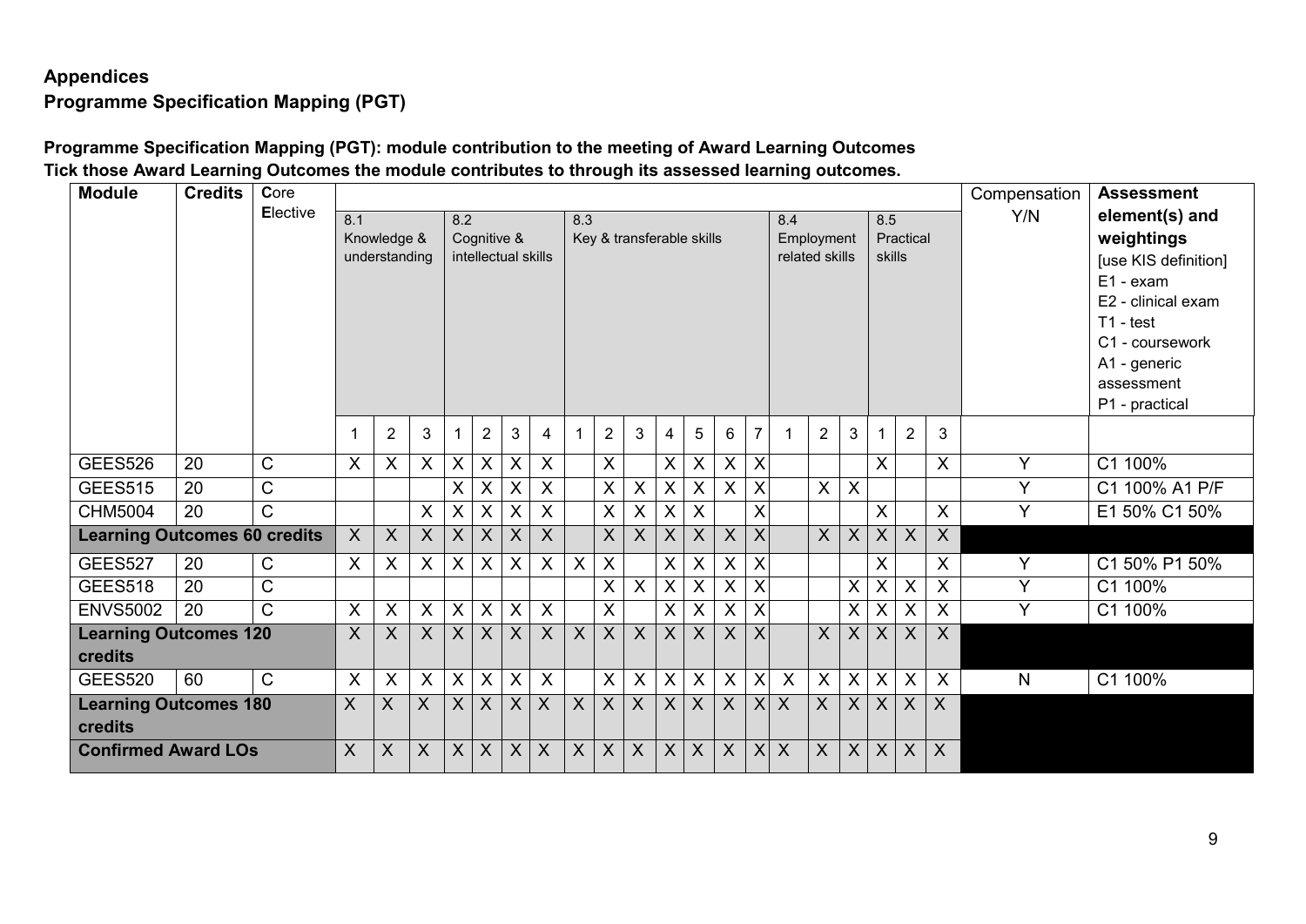# Appendices

## Programme Specification Mapping (PGT)

**Programme Specification Mapping (PGT): module contribution to the meeting of Award Learning Outcomes**

**Tick those Award Learning Outcomes the module contributes to through its assessed learning outcomes.**

| **Module** | **Credits** | **C**ore **E**lective | 8.1 Knowledge & understanding | | | 8.2 Cognitive & intellectual skills | | | | 8.3 Key & transferable skills | | | | | | | 8.4 Employment related skills | | | 8.5 Practical skills | | | Compensation Y/N | **Assessment element(s) and weightings** [use KIS definition] E1 - exam E2 - clinical exam T1 - test C1 - coursework A1 - generic assessment P1 - practical |
|---|---|---|---|---|---|---|---|---|---|---|---|---|---|---|---|---|---|---|---|---|---|---|---|---|
| | | | 1 | 2 | 3 | 1 | 2 | 3 | 4 | 1 | 2 | 3 | 4 | 5 | 6 | 7 | 1 | 2 | 3 | 1 | 2 | 3 | | |
| GEES526 | 20 | C | X | X | X | X | X | X | X | | X | | X | X | X | X | | | | X | | X | Y | C1 100% |
| GEES515 | 20 | C | | | | X | X | X | X | | X | X | X | X | X | X | | X | X | | | | Y | C1 100% A1 P/F |
| CHM5004 | 20 | C | | | X | X | X | X | X | | X | X | X | X | | X | | | | X | | X | Y | E1 50% C1 50% |
| **Learning Outcomes 60 credits** | | | X | X | X | X | X | X | X | | X | X | X | X | X | X | | X | X | X | X | X | | |
| GEES527 | 20 | C | X | X | X | X | X | X | X | X | X | | X | X | X | X | | | | X | | X | Y | C1 50% P1 50% |
| GEES518 | 20 | C | | | | | | | | | X | X | X | X | X | X | | | X | X | X | X | Y | C1 100% |
| ENVS5002 | 20 | C | X | X | X | X | X | X | X | | X | | X | X | X | X | | | X | X | X | X | Y | C1 100% |
| **Learning Outcomes 120 credits** | | | X | X | X | X | X | X | X | X | X | X | X | X | X | X | | X | X | X | X | X | | |
| GEES520 | 60 | C | X | X | X | X | X | X | X | | X | X | X | X | X | X | X | X | X | X | X | X | N | C1 100% |
| **Learning Outcomes 180 credits** | | | X | X | X | X | X | X | X | X | X | X | X | X | X | X | X | X | X | X | X | X | | |
| **Confirmed Award LOs** | | | X | X | X | X | X | X | X | X | X | X | X | X | X | X | X | X | X | X | X | X | | |